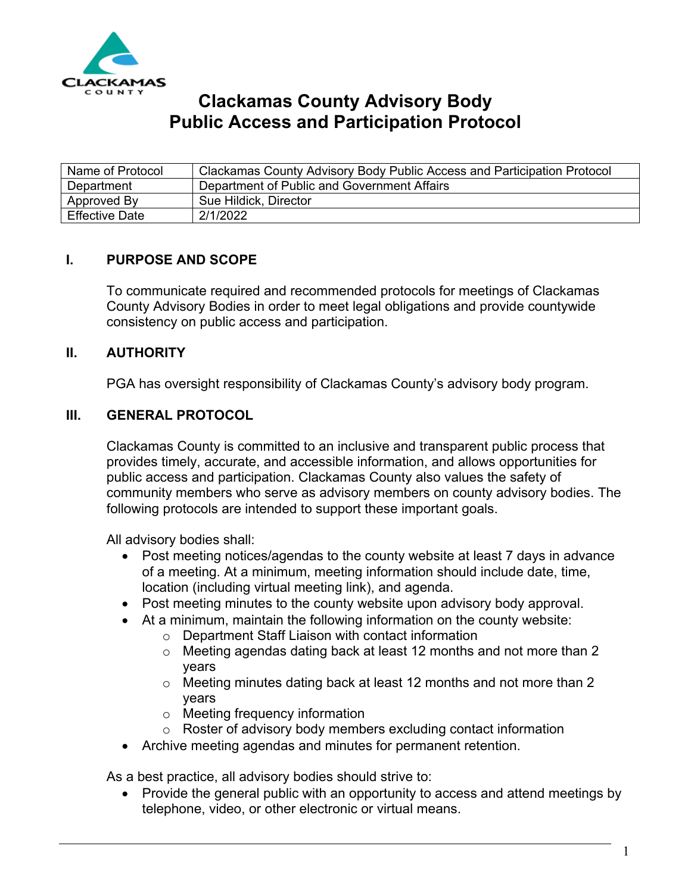# Clackamas County Advisory Body Public Access and Participation Protocol

| Name of Protocol | Clackamas County Advisory Body Public Access and Participation Protocol |
|---|---|
| Department | Department of Public and Government Affairs |
| Approved By | Sue Hildick, Director |
| Effective Date | 2/1/2022 |

## I. PURPOSE AND SCOPE

To communicate required and recommended protocols for meetings of Clackamas County Advisory Bodies in order to meet legal obligations and provide countywide consistency on public access and participation.

## II. AUTHORITY

PGA has oversight responsibility of Clackamas County's advisory body program.

## III. GENERAL PROTOCOL

Clackamas County is committed to an inclusive and transparent public process that provides timely, accurate, and accessible information, and allows opportunities for public access and participation. Clackamas County also values the safety of community members who serve as advisory members on county advisory bodies. The following protocols are intended to support these important goals.

All advisory bodies shall:

- Post meeting notices/agendas to the county website at least 7 days in advance of a meeting. At a minimum, meeting information should include date, time, location (including virtual meeting link), and agenda.
- Post meeting minutes to the county website upon advisory body approval.
- At a minimum, maintain the following information on the county website:
  - Department Staff Liaison with contact information
  - Meeting agendas dating back at least 12 months and not more than 2 years
  - Meeting minutes dating back at least 12 months and not more than 2 years
  - Meeting frequency information
  - Roster of advisory body members excluding contact information
- Archive meeting agendas and minutes for permanent retention.

As a best practice, all advisory bodies should strive to:

- Provide the general public with an opportunity to access and attend meetings by telephone, video, or other electronic or virtual means.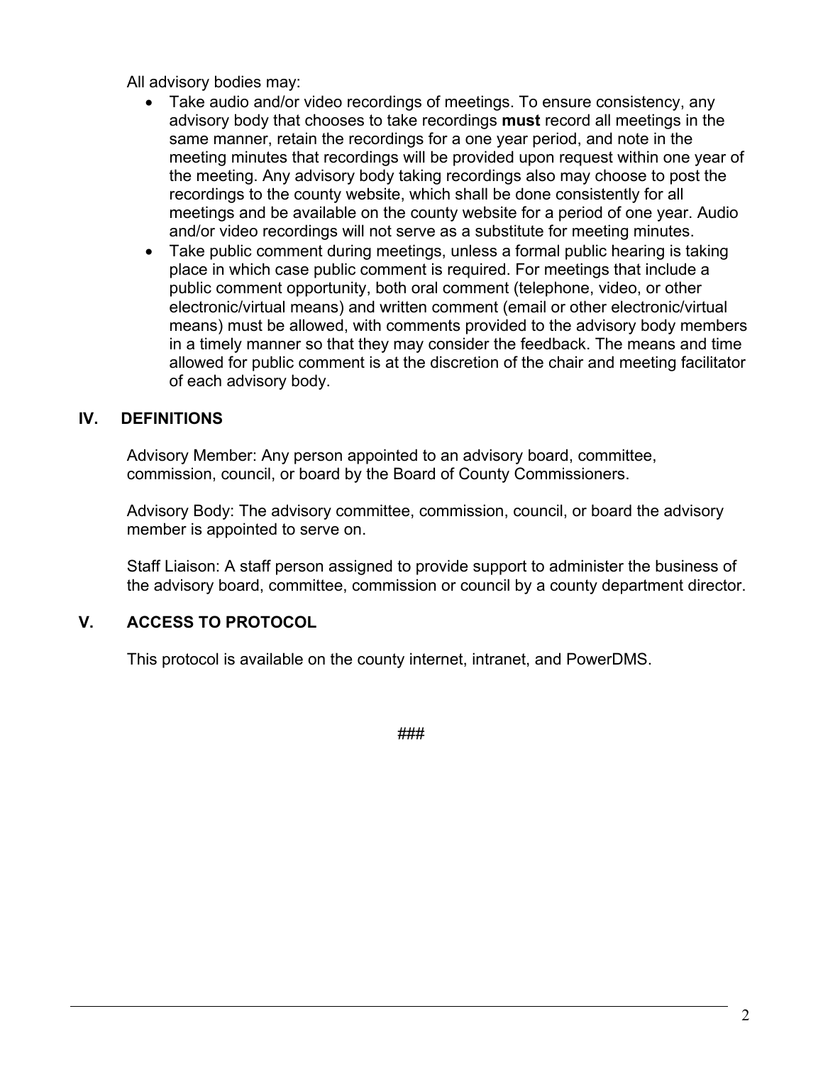All advisory bodies may:

- Take audio and/or video recordings of meetings. To ensure consistency, any advisory body that chooses to take recordings **must** record all meetings in the same manner, retain the recordings for a one year period, and note in the meeting minutes that recordings will be provided upon request within one year of the meeting. Any advisory body taking recordings also may choose to post the recordings to the county website, which shall be done consistently for all meetings and be available on the county website for a period of one year. Audio and/or video recordings will not serve as a substitute for meeting minutes.
- Take public comment during meetings, unless a formal public hearing is taking place in which case public comment is required. For meetings that include a public comment opportunity, both oral comment (telephone, video, or other electronic/virtual means) and written comment (email or other electronic/virtual means) must be allowed, with comments provided to the advisory body members in a timely manner so that they may consider the feedback. The means and time allowed for public comment is at the discretion of the chair and meeting facilitator of each advisory body.

## IV. DEFINITIONS

Advisory Member: Any person appointed to an advisory board, committee, commission, council, or board by the Board of County Commissioners.

Advisory Body: The advisory committee, commission, council, or board the advisory member is appointed to serve on.

Staff Liaison: A staff person assigned to provide support to administer the business of the advisory board, committee, commission or council by a county department director.

## V. ACCESS TO PROTOCOL

This protocol is available on the county internet, intranet, and PowerDMS.

###